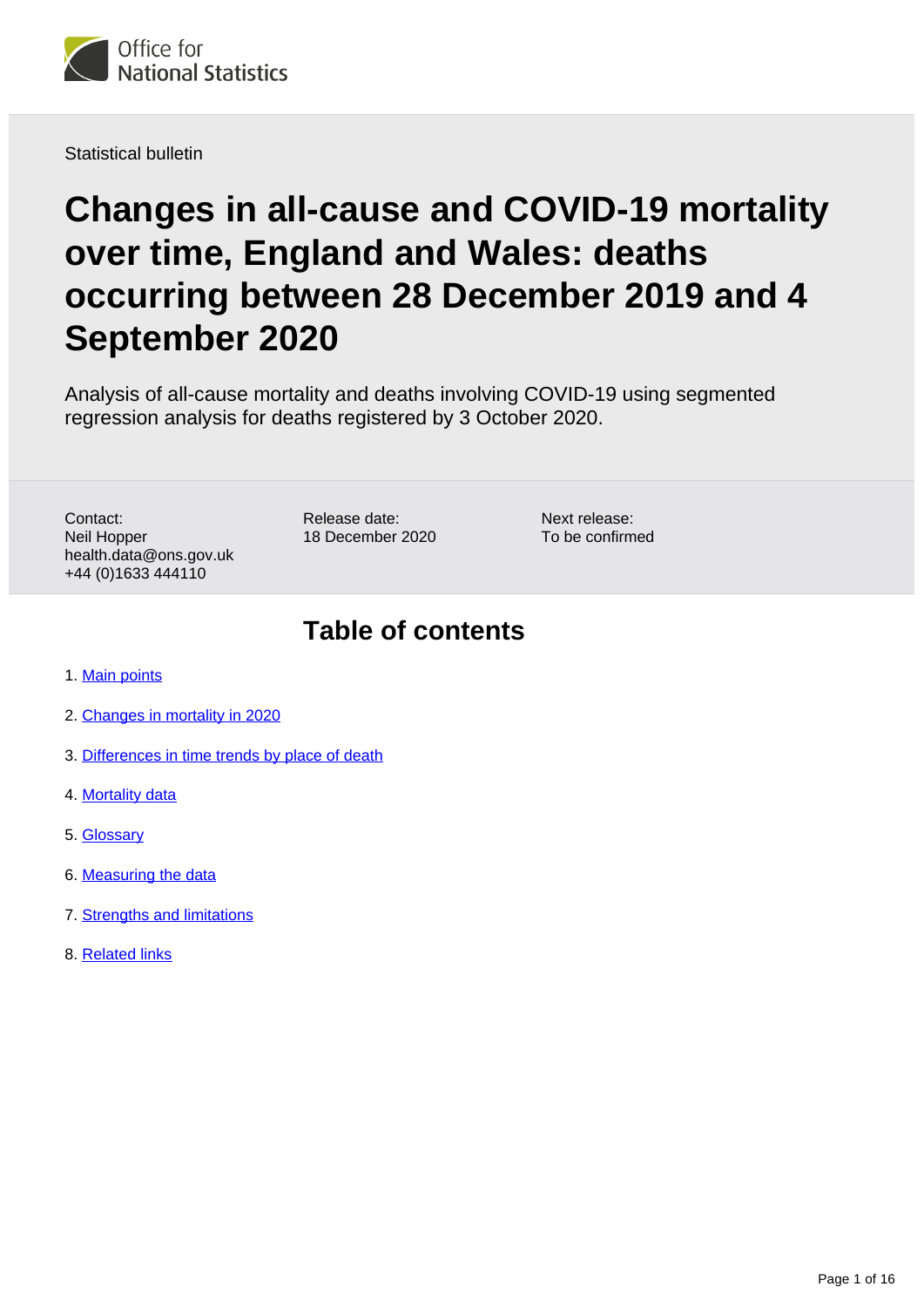Office for National Statistics

Statistical bulletin

# Changes in all-cause and COVID-19 mortality over time, England and Wales: deaths occurring between 28 December 2019 and 4 September 2020

Analysis of all-cause mortality and deaths involving COVID-19 using segmented regression analysis for deaths registered by 3 October 2020.

Contact:
Neil Hopper
health.data@ons.gov.uk
+44 (0)1633 444110

Release date:
18 December 2020

Next release:
To be confirmed

## Table of contents

1. Main points
2. Changes in mortality in 2020
3. Differences in time trends by place of death
4. Mortality data
5. Glossary
6. Measuring the data
7. Strengths and limitations
8. Related links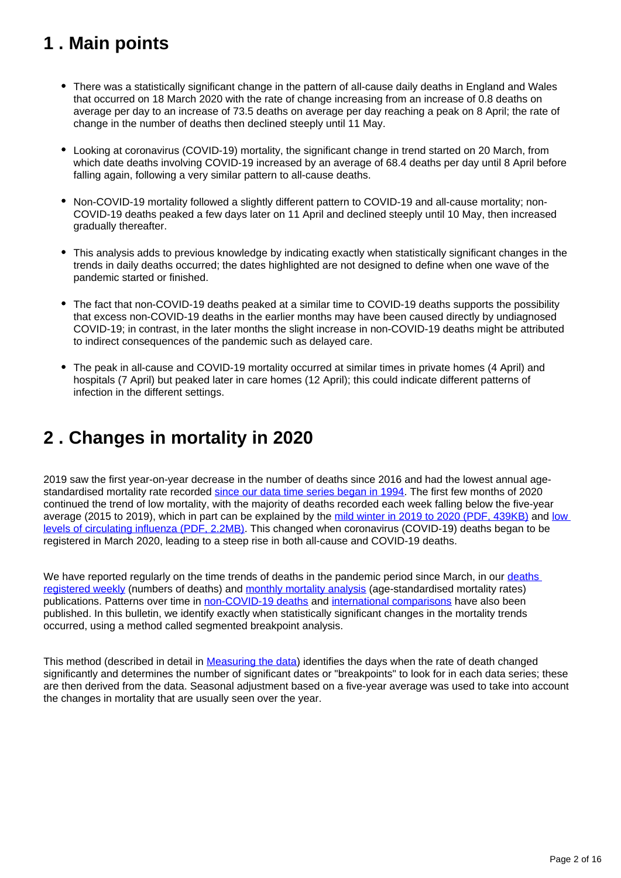## 1 . Main points

- There was a statistically significant change in the pattern of all-cause daily deaths in England and Wales that occurred on 18 March 2020 with the rate of change increasing from an increase of 0.8 deaths on average per day to an increase of 73.5 deaths on average per day reaching a peak on 8 April; the rate of change in the number of deaths then declined steeply until 11 May.
- Looking at coronavirus (COVID-19) mortality, the significant change in trend started on 20 March, from which date deaths involving COVID-19 increased by an average of 68.4 deaths per day until 8 April before falling again, following a very similar pattern to all-cause deaths.
- Non-COVID-19 mortality followed a slightly different pattern to COVID-19 and all-cause mortality; non-COVID-19 deaths peaked a few days later on 11 April and declined steeply until 10 May, then increased gradually thereafter.
- This analysis adds to previous knowledge by indicating exactly when statistically significant changes in the trends in daily deaths occurred; the dates highlighted are not designed to define when one wave of the pandemic started or finished.
- The fact that non-COVID-19 deaths peaked at a similar time to COVID-19 deaths supports the possibility that excess non-COVID-19 deaths in the earlier months may have been caused directly by undiagnosed COVID-19; in contrast, in the later months the slight increase in non-COVID-19 deaths might be attributed to indirect consequences of the pandemic such as delayed care.
- The peak in all-cause and COVID-19 mortality occurred at similar times in private homes (4 April) and hospitals (7 April) but peaked later in care homes (12 April); this could indicate different patterns of infection in the different settings.

## 2 . Changes in mortality in 2020

2019 saw the first year-on-year decrease in the number of deaths since 2016 and had the lowest annual age-standardised mortality rate recorded since our data time series began in 1994. The first few months of 2020 continued the trend of low mortality, with the majority of deaths recorded each week falling below the five-year average (2015 to 2019), which in part can be explained by the mild winter in 2019 to 2020 (PDF, 439KB) and low levels of circulating influenza (PDF, 2.2MB). This changed when coronavirus (COVID-19) deaths began to be registered in March 2020, leading to a steep rise in both all-cause and COVID-19 deaths.

We have reported regularly on the time trends of deaths in the pandemic period since March, in our deaths registered weekly (numbers of deaths) and monthly mortality analysis (age-standardised mortality rates) publications. Patterns over time in non-COVID-19 deaths and international comparisons have also been published. In this bulletin, we identify exactly when statistically significant changes in the mortality trends occurred, using a method called segmented breakpoint analysis.

This method (described in detail in Measuring the data) identifies the days when the rate of death changed significantly and determines the number of significant dates or "breakpoints" to look for in each data series; these are then derived from the data. Seasonal adjustment based on a five-year average was used to take into account the changes in mortality that are usually seen over the year.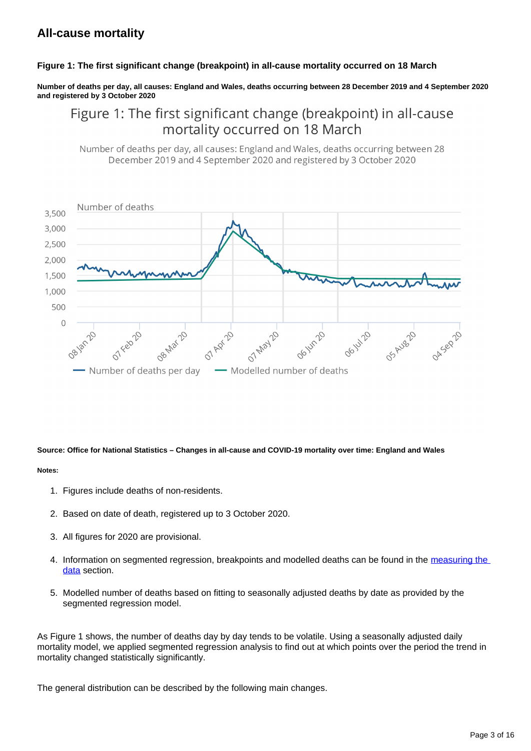## All-cause mortality

#### Figure 1: The first significant change (breakpoint) in all-cause mortality occurred on 18 March

##### Number of deaths per day, all causes: England and Wales, deaths occurring between 28 December 2019 and 4 September 2020 and registered by 3 October 2020

##### Source: Office for National Statistics – Changes in all-cause and COVID-19 mortality over time: England and Wales

##### Notes:

1. Figures include deaths of non-residents.
2. Based on date of death, registered up to 3 October 2020.
3. All figures for 2020 are provisional.
4. Information on segmented regression, breakpoints and modelled deaths can be found in the [measuring the data]() section.
5. Modelled number of deaths based on fitting to seasonally adjusted deaths by date as provided by the segmented regression model.

As Figure 1 shows, the number of deaths day by day tends to be volatile. Using a seasonally adjusted daily mortality model, we applied segmented regression analysis to find out at which points over the period the trend in mortality changed statistically significantly.

The general distribution can be described by the following main changes.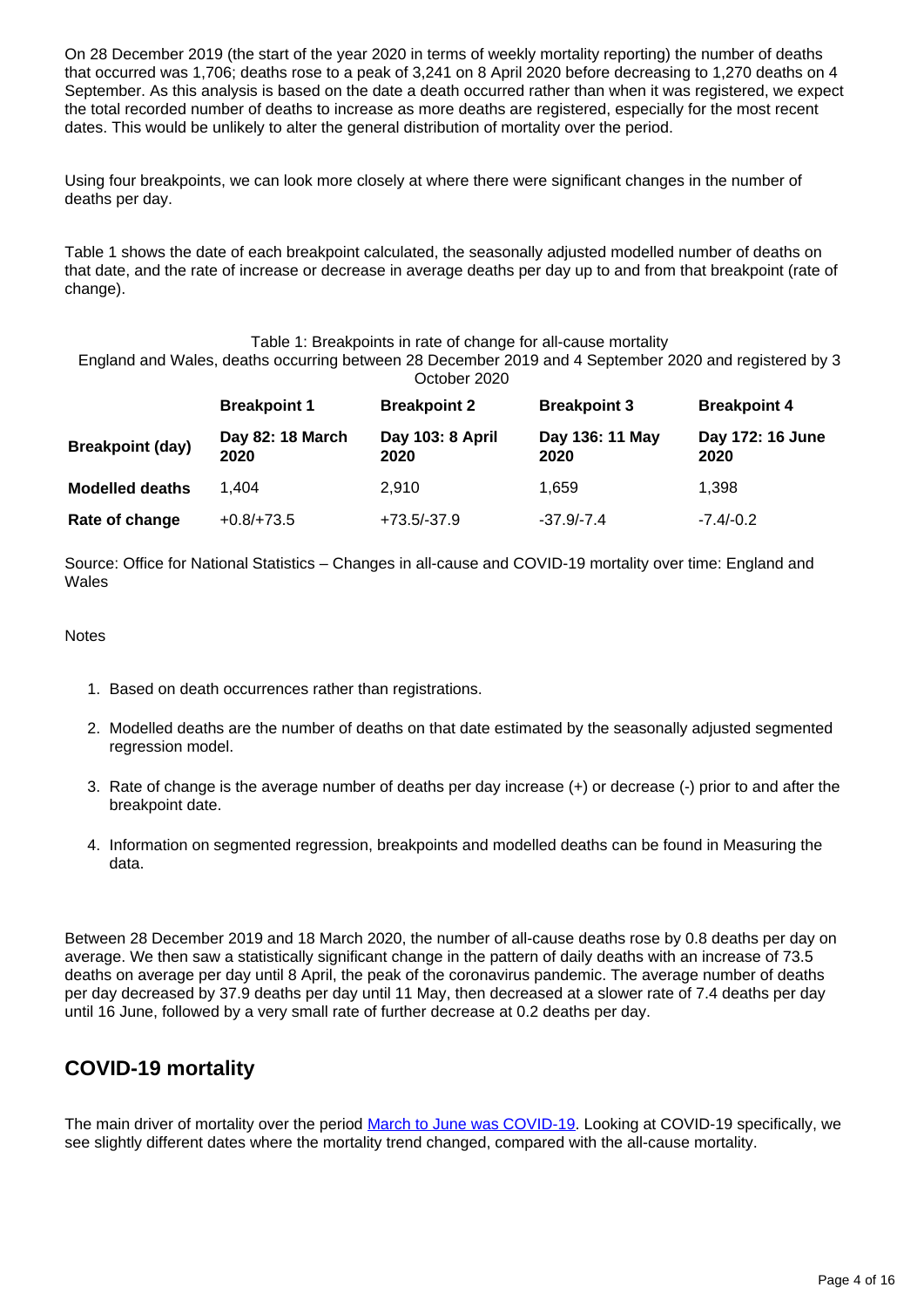On 28 December 2019 (the start of the year 2020 in terms of weekly mortality reporting) the number of deaths that occurred was 1,706; deaths rose to a peak of 3,241 on 8 April 2020 before decreasing to 1,270 deaths on 4 September. As this analysis is based on the date a death occurred rather than when it was registered, we expect the total recorded number of deaths to increase as more deaths are registered, especially for the most recent dates. This would be unlikely to alter the general distribution of mortality over the period.

Using four breakpoints, we can look more closely at where there were significant changes in the number of deaths per day.

Table 1 shows the date of each breakpoint calculated, the seasonally adjusted modelled number of deaths on that date, and the rate of increase or decrease in average deaths per day up to and from that breakpoint (rate of change).

Table 1: Breakpoints in rate of change for all-cause mortality
England and Wales, deaths occurring between 28 December 2019 and 4 September 2020 and registered by 3 October 2020

| | **Breakpoint 1** | **Breakpoint 2** | **Breakpoint 3** | **Breakpoint 4** |
|---|---|---|---|---|
| **Breakpoint (day)** | **Day 82: 18 March 2020** | **Day 103: 8 April 2020** | **Day 136: 11 May 2020** | **Day 172: 16 June 2020** |
| **Modelled deaths** | 1,404 | 2,910 | 1,659 | 1,398 |
| **Rate of change** | +0.8/+73.5 | +73.5/-37.9 | -37.9/-7.4 | -7.4/-0.2 |

Source: Office for National Statistics – Changes in all-cause and COVID-19 mortality over time: England and Wales

Notes

1. Based on death occurrences rather than registrations.
2. Modelled deaths are the number of deaths on that date estimated by the seasonally adjusted segmented regression model.
3. Rate of change is the average number of deaths per day increase (+) or decrease (-) prior to and after the breakpoint date.
4. Information on segmented regression, breakpoints and modelled deaths can be found in Measuring the data.

Between 28 December 2019 and 18 March 2020, the number of all-cause deaths rose by 0.8 deaths per day on average. We then saw a statistically significant change in the pattern of daily deaths with an increase of 73.5 deaths on average per day until 8 April, the peak of the coronavirus pandemic. The average number of deaths per day decreased by 37.9 deaths per day until 11 May, then decreased at a slower rate of 7.4 deaths per day until 16 June, followed by a very small rate of further decrease at 0.2 deaths per day.

## COVID-19 mortality

The main driver of mortality over the period March to June was COVID-19. Looking at COVID-19 specifically, we see slightly different dates where the mortality trend changed, compared with the all-cause mortality.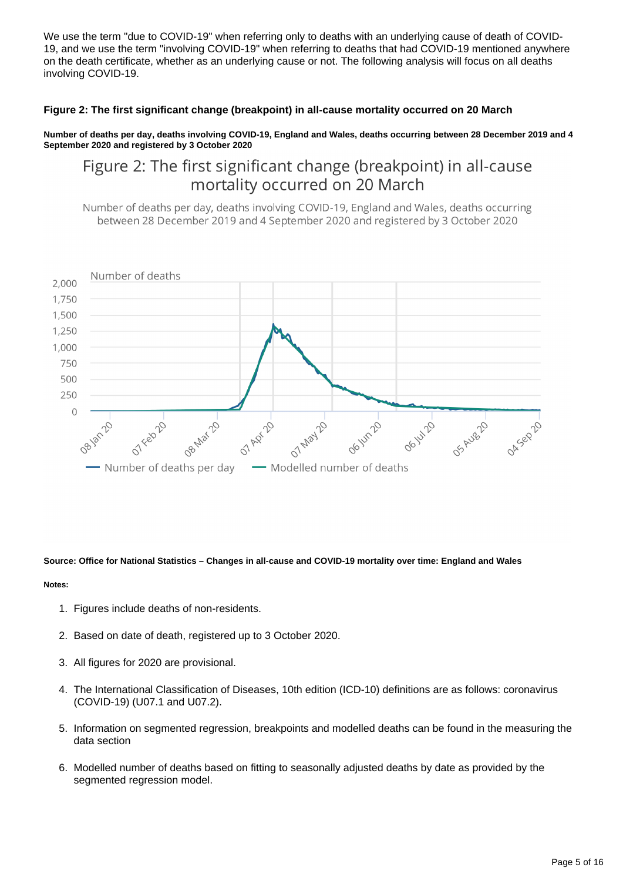We use the term "due to COVID-19" when referring only to deaths with an underlying cause of death of COVID-19, and we use the term "involving COVID-19" when referring to deaths that had COVID-19 mentioned anywhere on the death certificate, whether as an underlying cause or not. The following analysis will focus on all deaths involving COVID-19.

### Figure 2: The first significant change (breakpoint) in all-cause mortality occurred on 20 March

**Number of deaths per day, deaths involving COVID-19, England and Wales, deaths occurring between 28 December 2019 and 4 September 2020 and registered by 3 October 2020**

**Source: Office for National Statistics – Changes in all-cause and COVID-19 mortality over time: England and Wales**

**Notes:**

1. Figures include deaths of non-residents.
2. Based on date of death, registered up to 3 October 2020.
3. All figures for 2020 are provisional.
4. The International Classification of Diseases, 10th edition (ICD-10) definitions are as follows: coronavirus (COVID-19) (U07.1 and U07.2).
5. Information on segmented regression, breakpoints and modelled deaths can be found in the measuring the data section
6. Modelled number of deaths based on fitting to seasonally adjusted deaths by date as provided by the segmented regression model.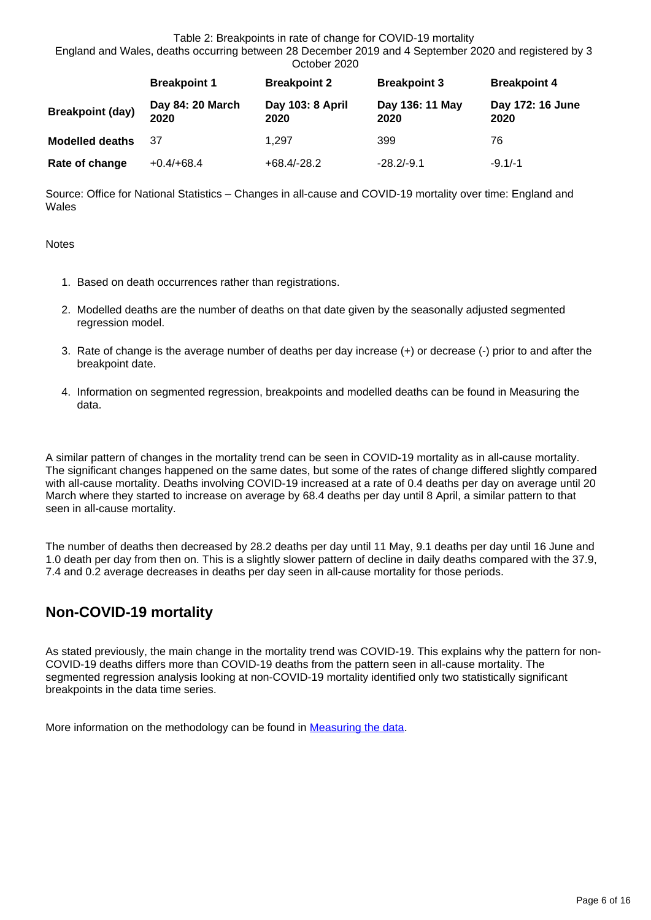Table 2: Breakpoints in rate of change for COVID-19 mortality

England and Wales, deaths occurring between 28 December 2019 and 4 September 2020 and registered by 3 October 2020

| | Breakpoint 1 | Breakpoint 2 | Breakpoint 3 | Breakpoint 4 |
|---|---|---|---|---|
| **Breakpoint (day)** | **Day 84: 20 March 2020** | **Day 103: 8 April 2020** | **Day 136: 11 May 2020** | **Day 172: 16 June 2020** |
| **Modelled deaths** | 37 | 1,297 | 399 | 76 |
| **Rate of change** | +0.4/+68.4 | +68.4/-28.2 | -28.2/-9.1 | -9.1/-1 |

Source: Office for National Statistics – Changes in all-cause and COVID-19 mortality over time: England and Wales

Notes

1. Based on death occurrences rather than registrations.
2. Modelled deaths are the number of deaths on that date given by the seasonally adjusted segmented regression model.
3. Rate of change is the average number of deaths per day increase (+) or decrease (-) prior to and after the breakpoint date.
4. Information on segmented regression, breakpoints and modelled deaths can be found in Measuring the data.

A similar pattern of changes in the mortality trend can be seen in COVID-19 mortality as in all-cause mortality. The significant changes happened on the same dates, but some of the rates of change differed slightly compared with all-cause mortality. Deaths involving COVID-19 increased at a rate of 0.4 deaths per day on average until 20 March where they started to increase on average by 68.4 deaths per day until 8 April, a similar pattern to that seen in all-cause mortality.

The number of deaths then decreased by 28.2 deaths per day until 11 May, 9.1 deaths per day until 16 June and 1.0 death per day from then on. This is a slightly slower pattern of decline in daily deaths compared with the 37.9, 7.4 and 0.2 average decreases in deaths per day seen in all-cause mortality for those periods.

## Non-COVID-19 mortality

As stated previously, the main change in the mortality trend was COVID-19. This explains why the pattern for non-COVID-19 deaths differs more than COVID-19 deaths from the pattern seen in all-cause mortality. The segmented regression analysis looking at non-COVID-19 mortality identified only two statistically significant breakpoints in the data time series.

More information on the methodology can be found in [Measuring the data](#).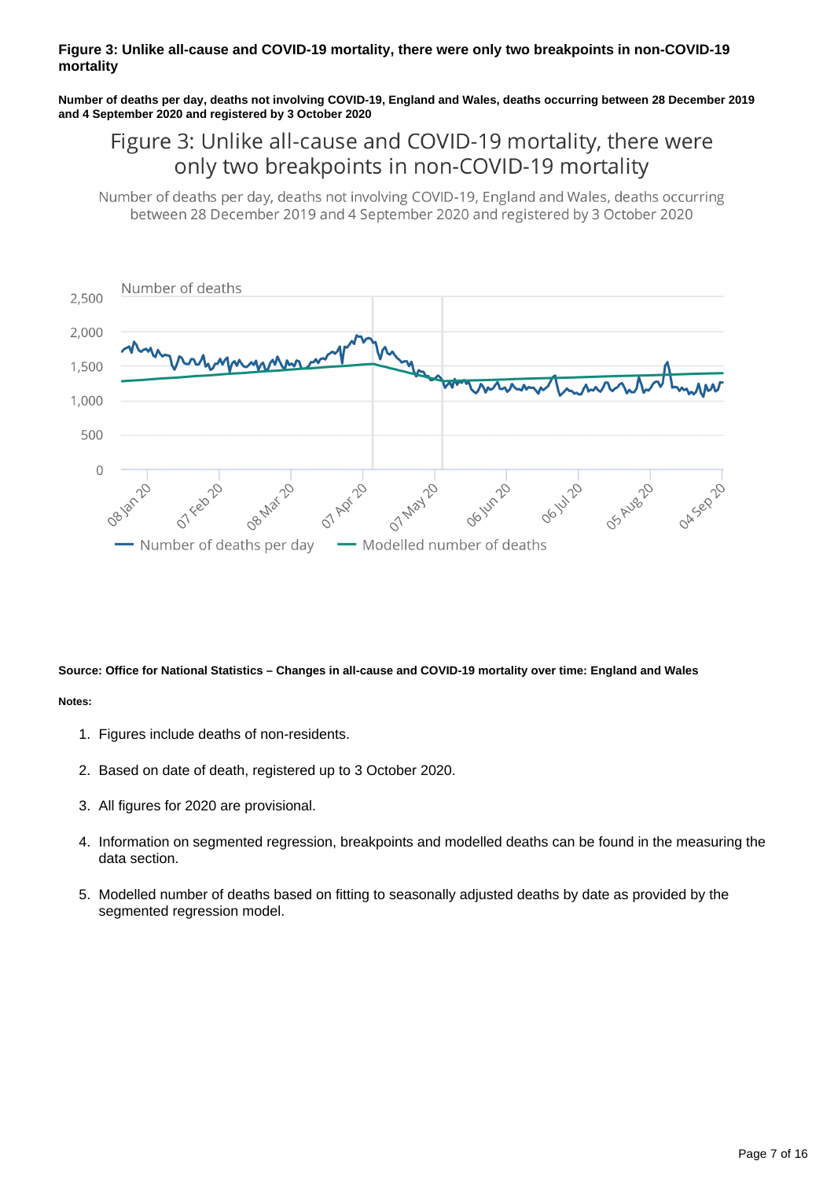**Figure 3: Unlike all-cause and COVID-19 mortality, there were only two breakpoints in non-COVID-19 mortality**

**Number of deaths per day, deaths not involving COVID-19, England and Wales, deaths occurring between 28 December 2019 and 4 September 2020 and registered by 3 October 2020**

**Source: Office for National Statistics – Changes in all-cause and COVID-19 mortality over time: England and Wales**

**Notes:**

1. Figures include deaths of non-residents.
2. Based on date of death, registered up to 3 October 2020.
3. All figures for 2020 are provisional.
4. Information on segmented regression, breakpoints and modelled deaths can be found in the measuring the data section.
5. Modelled number of deaths based on fitting to seasonally adjusted deaths by date as provided by the segmented regression model.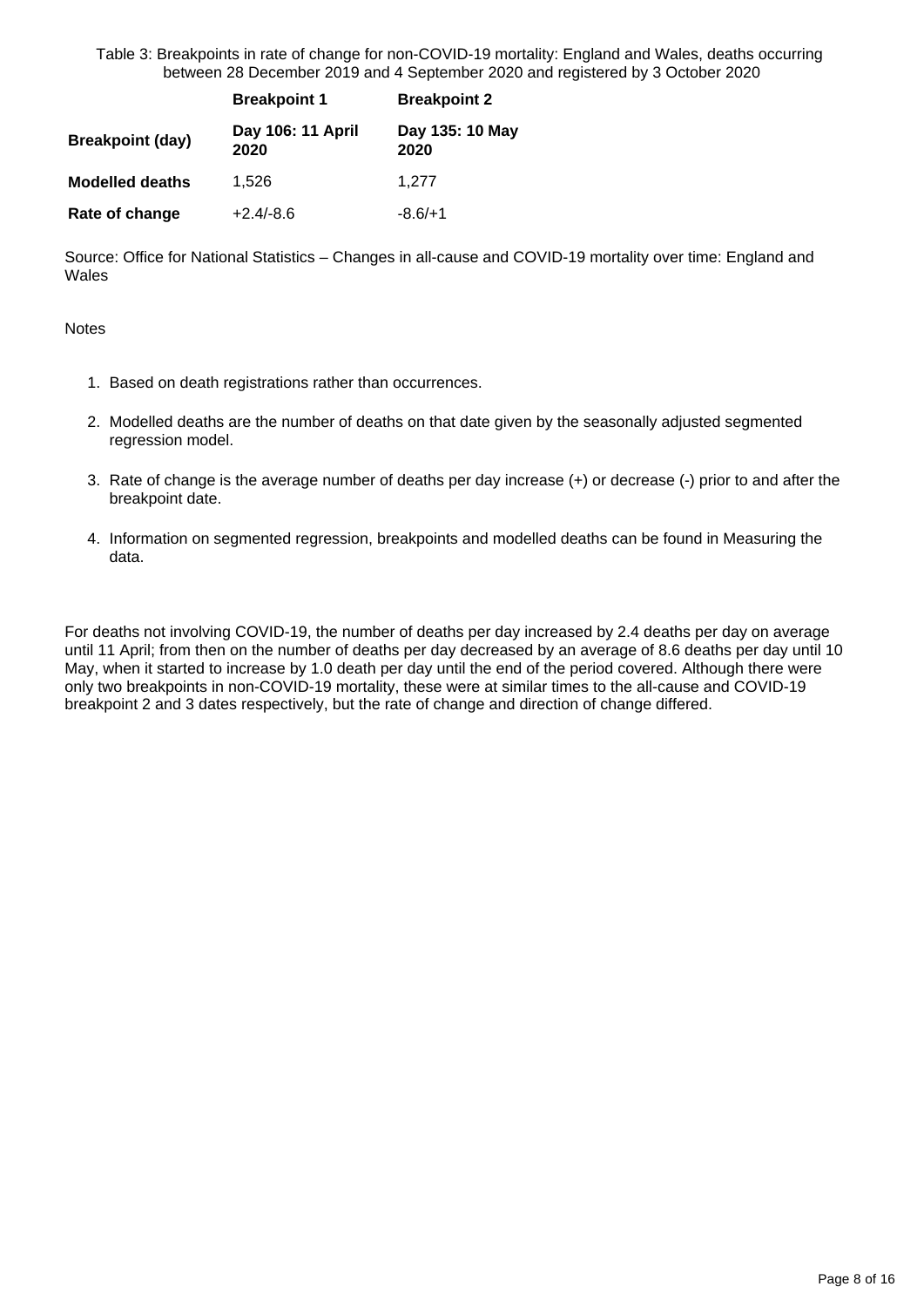Table 3: Breakpoints in rate of change for non-COVID-19 mortality: England and Wales, deaths occurring between 28 December 2019 and 4 September 2020 and registered by 3 October 2020

| | Breakpoint 1 | Breakpoint 2 |
|---|---|---|
| **Breakpoint (day)** | **Day 106: 11 April 2020** | **Day 135: 10 May 2020** |
| **Modelled deaths** | 1,526 | 1,277 |
| **Rate of change** | +2.4/-8.6 | -8.6/+1 |

Source: Office for National Statistics – Changes in all-cause and COVID-19 mortality over time: England and Wales

Notes

1. Based on death registrations rather than occurrences.
2. Modelled deaths are the number of deaths on that date given by the seasonally adjusted segmented regression model.
3. Rate of change is the average number of deaths per day increase (+) or decrease (-) prior to and after the breakpoint date.
4. Information on segmented regression, breakpoints and modelled deaths can be found in Measuring the data.

For deaths not involving COVID-19, the number of deaths per day increased by 2.4 deaths per day on average until 11 April; from then on the number of deaths per day decreased by an average of 8.6 deaths per day until 10 May, when it started to increase by 1.0 death per day until the end of the period covered. Although there were only two breakpoints in non-COVID-19 mortality, these were at similar times to the all-cause and COVID-19 breakpoint 2 and 3 dates respectively, but the rate of change and direction of change differed.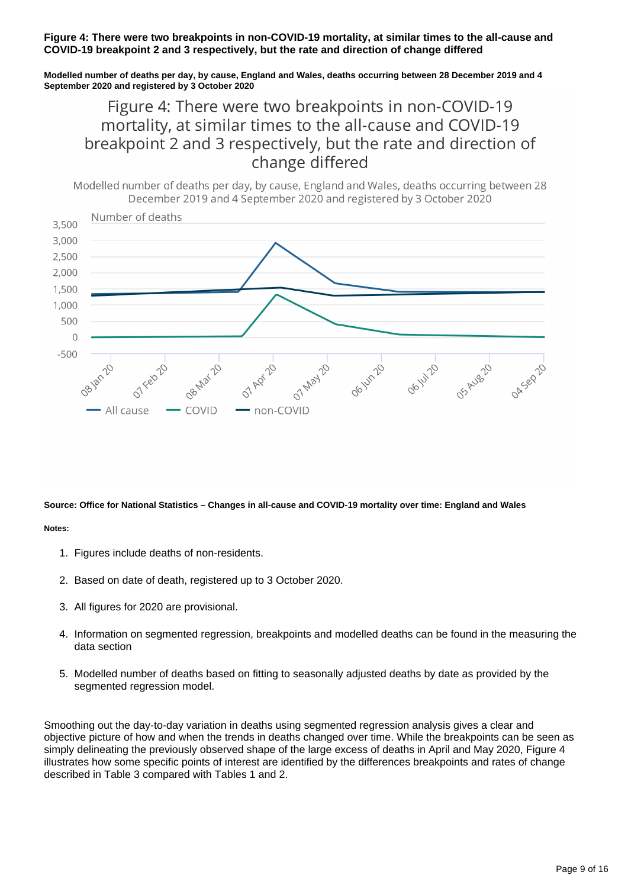**Figure 4: There were two breakpoints in non-COVID-19 mortality, at similar times to the all-cause and COVID-19 breakpoint 2 and 3 respectively, but the rate and direction of change differed**

**Modelled number of deaths per day, by cause, England and Wales, deaths occurring between 28 December 2019 and 4 September 2020 and registered by 3 October 2020**

**Source: Office for National Statistics – Changes in all-cause and COVID-19 mortality over time: England and Wales**

**Notes:**

1. Figures include deaths of non-residents.
2. Based on date of death, registered up to 3 October 2020.
3. All figures for 2020 are provisional.
4. Information on segmented regression, breakpoints and modelled deaths can be found in the measuring the data section
5. Modelled number of deaths based on fitting to seasonally adjusted deaths by date as provided by the segmented regression model.

Smoothing out the day-to-day variation in deaths using segmented regression analysis gives a clear and objective picture of how and when the trends in deaths changed over time. While the breakpoints can be seen as simply delineating the previously observed shape of the large excess of deaths in April and May 2020, Figure 4 illustrates how some specific points of interest are identified by the differences breakpoints and rates of change described in Table 3 compared with Tables 1 and 2.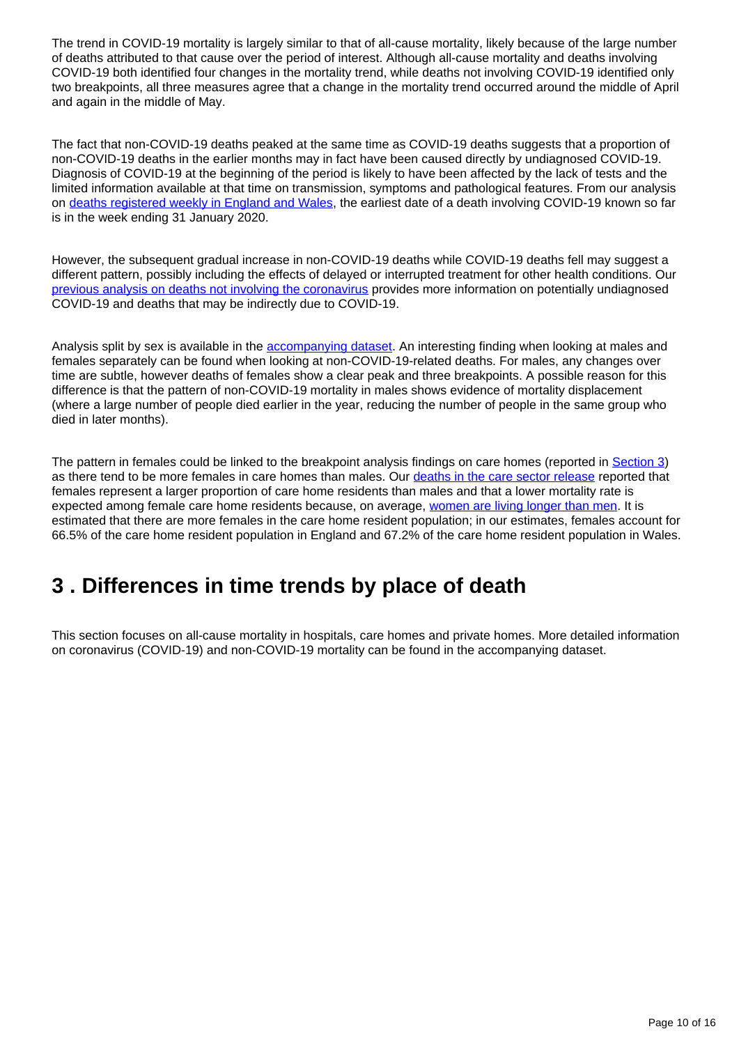The trend in COVID-19 mortality is largely similar to that of all-cause mortality, likely because of the large number of deaths attributed to that cause over the period of interest. Although all-cause mortality and deaths involving COVID-19 both identified four changes in the mortality trend, while deaths not involving COVID-19 identified only two breakpoints, all three measures agree that a change in the mortality trend occurred around the middle of April and again in the middle of May.

The fact that non-COVID-19 deaths peaked at the same time as COVID-19 deaths suggests that a proportion of non-COVID-19 deaths in the earlier months may in fact have been caused directly by undiagnosed COVID-19. Diagnosis of COVID-19 at the beginning of the period is likely to have been affected by the lack of tests and the limited information available at that time on transmission, symptoms and pathological features. From our analysis on [deaths registered weekly in England and Wales](), the earliest date of a death involving COVID-19 known so far is in the week ending 31 January 2020.

However, the subsequent gradual increase in non-COVID-19 deaths while COVID-19 deaths fell may suggest a different pattern, possibly including the effects of delayed or interrupted treatment for other health conditions. Our [previous analysis on deaths not involving the coronavirus]() provides more information on potentially undiagnosed COVID-19 and deaths that may be indirectly due to COVID-19.

Analysis split by sex is available in the [accompanying dataset](). An interesting finding when looking at males and females separately can be found when looking at non-COVID-19-related deaths. For males, any changes over time are subtle, however deaths of females show a clear peak and three breakpoints. A possible reason for this difference is that the pattern of non-COVID-19 mortality in males shows evidence of mortality displacement (where a large number of people died earlier in the year, reducing the number of people in the same group who died in later months).

The pattern in females could be linked to the breakpoint analysis findings on care homes (reported in [Section 3]()) as there tend to be more females in care homes than males. Our [deaths in the care sector release]() reported that females represent a larger proportion of care home residents than males and that a lower mortality rate is expected among female care home residents because, on average, [women are living longer than men](). It is estimated that there are more females in the care home resident population; in our estimates, females account for 66.5% of the care home resident population in England and 67.2% of the care home resident population in Wales.

## 3 . Differences in time trends by place of death

This section focuses on all-cause mortality in hospitals, care homes and private homes. More detailed information on coronavirus (COVID-19) and non-COVID-19 mortality can be found in the accompanying dataset.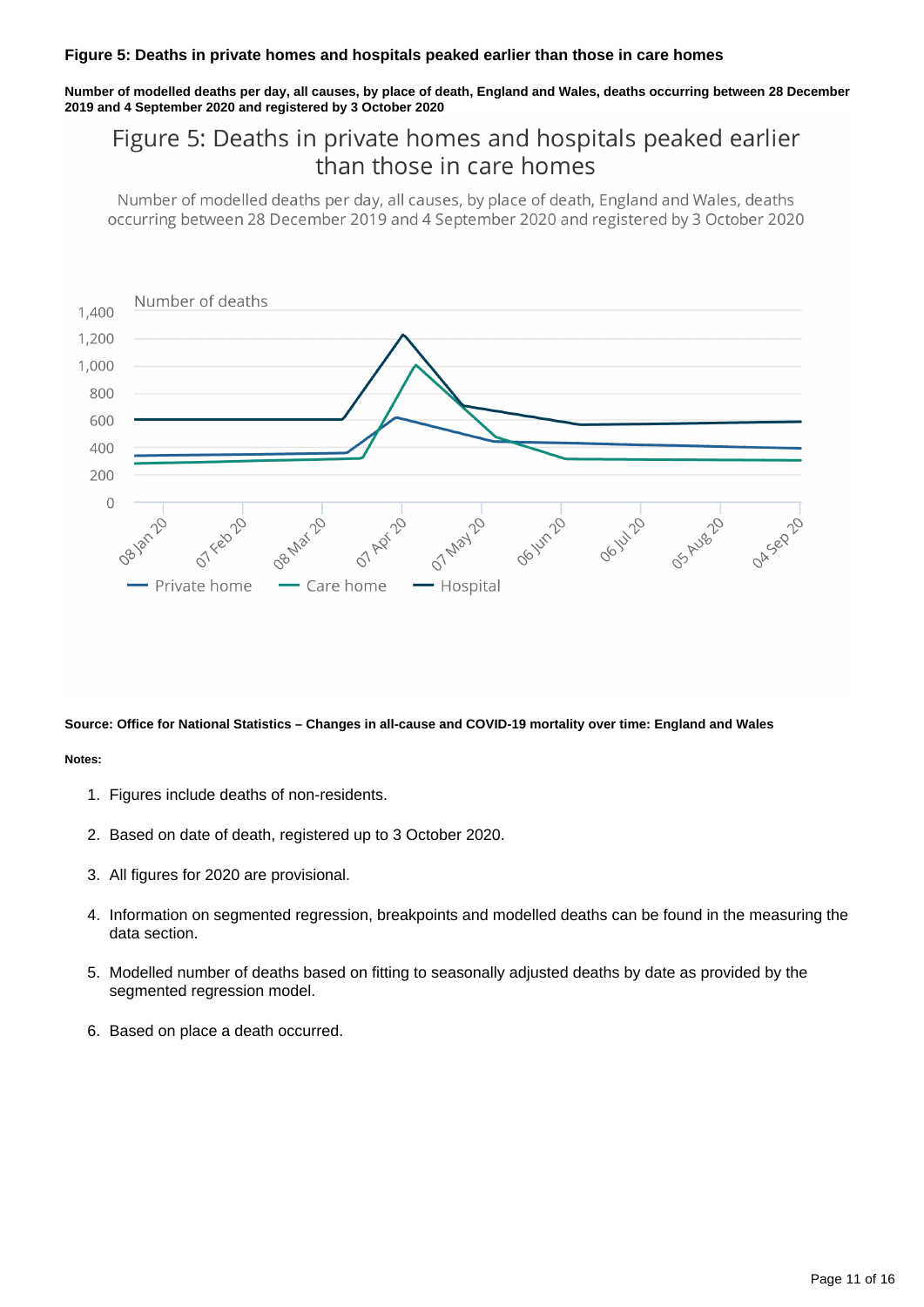### Figure 5: Deaths in private homes and hospitals peaked earlier than those in care homes

**Number of modelled deaths per day, all causes, by place of death, England and Wales, deaths occurring between 28 December 2019 and 4 September 2020 and registered by 3 October 2020**

Figure 5: Deaths in private homes and hospitals peaked earlier than those in care homes

Number of modelled deaths per day, all causes, by place of death, England and Wales, deaths occurring between 28 December 2019 and 4 September 2020 and registered by 3 October 2020

**Source: Office for National Statistics – Changes in all-cause and COVID-19 mortality over time: England and Wales**

**Notes:**

1. Figures include deaths of non-residents.
2. Based on date of death, registered up to 3 October 2020.
3. All figures for 2020 are provisional.
4. Information on segmented regression, breakpoints and modelled deaths can be found in the measuring the data section.
5. Modelled number of deaths based on fitting to seasonally adjusted deaths by date as provided by the segmented regression model.
6. Based on place a death occurred.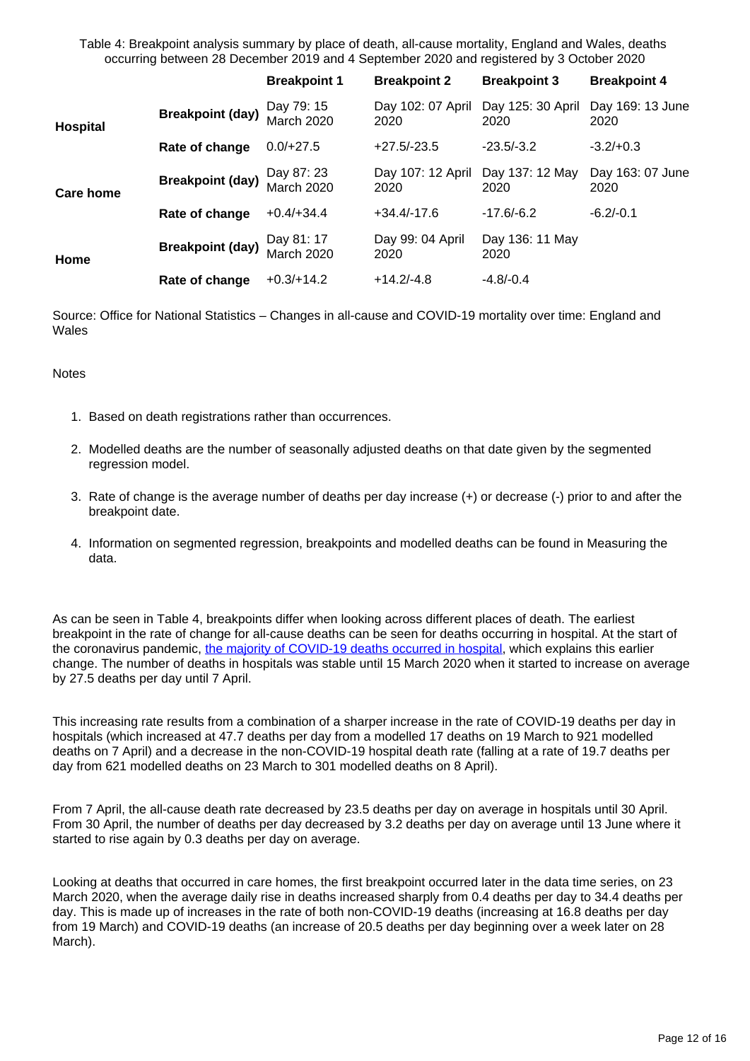Table 4: Breakpoint analysis summary by place of death, all-cause mortality, England and Wales, deaths occurring between 28 December 2019 and 4 September 2020 and registered by 3 October 2020

| | | Breakpoint 1 | Breakpoint 2 | Breakpoint 3 | Breakpoint 4 |
|---|---|---|---|---|---|
| **Hospital** | **Breakpoint (day)** | Day 79: 15 March 2020 | Day 102: 07 April 2020 | Day 125: 30 April 2020 | Day 169: 13 June 2020 |
| | **Rate of change** | 0.0/+27.5 | +27.5/-23.5 | -23.5/-3.2 | -3.2/+0.3 |
| **Care home** | **Breakpoint (day)** | Day 87: 23 March 2020 | Day 107: 12 April 2020 | Day 137: 12 May 2020 | Day 163: 07 June 2020 |
| | **Rate of change** | +0.4/+34.4 | +34.4/-17.6 | -17.6/-6.2 | -6.2/-0.1 |
| **Home** | **Breakpoint (day)** | Day 81: 17 March 2020 | Day 99: 04 April 2020 | Day 136: 11 May 2020 | |
| | **Rate of change** | +0.3/+14.2 | +14.2/-4.8 | -4.8/-0.4 | |

Source: Office for National Statistics – Changes in all-cause and COVID-19 mortality over time: England and Wales

Notes

1. Based on death registrations rather than occurrences.
2. Modelled deaths are the number of seasonally adjusted deaths on that date given by the segmented regression model.
3. Rate of change is the average number of deaths per day increase (+) or decrease (-) prior to and after the breakpoint date.
4. Information on segmented regression, breakpoints and modelled deaths can be found in Measuring the data.

As can be seen in Table 4, breakpoints differ when looking across different places of death. The earliest breakpoint in the rate of change for all-cause deaths can be seen for deaths occurring in hospital. At the start of the coronavirus pandemic, the majority of COVID-19 deaths occurred in hospital, which explains this earlier change. The number of deaths in hospitals was stable until 15 March 2020 when it started to increase on average by 27.5 deaths per day until 7 April.

This increasing rate results from a combination of a sharper increase in the rate of COVID-19 deaths per day in hospitals (which increased at 47.7 deaths per day from a modelled 17 deaths on 19 March to 921 modelled deaths on 7 April) and a decrease in the non-COVID-19 hospital death rate (falling at a rate of 19.7 deaths per day from 621 modelled deaths on 23 March to 301 modelled deaths on 8 April).

From 7 April, the all-cause death rate decreased by 23.5 deaths per day on average in hospitals until 30 April. From 30 April, the number of deaths per day decreased by 3.2 deaths per day on average until 13 June where it started to rise again by 0.3 deaths per day on average.

Looking at deaths that occurred in care homes, the first breakpoint occurred later in the data time series, on 23 March 2020, when the average daily rise in deaths increased sharply from 0.4 deaths per day to 34.4 deaths per day. This is made up of increases in the rate of both non-COVID-19 deaths (increasing at 16.8 deaths per day from 19 March) and COVID-19 deaths (an increase of 20.5 deaths per day beginning over a week later on 28 March).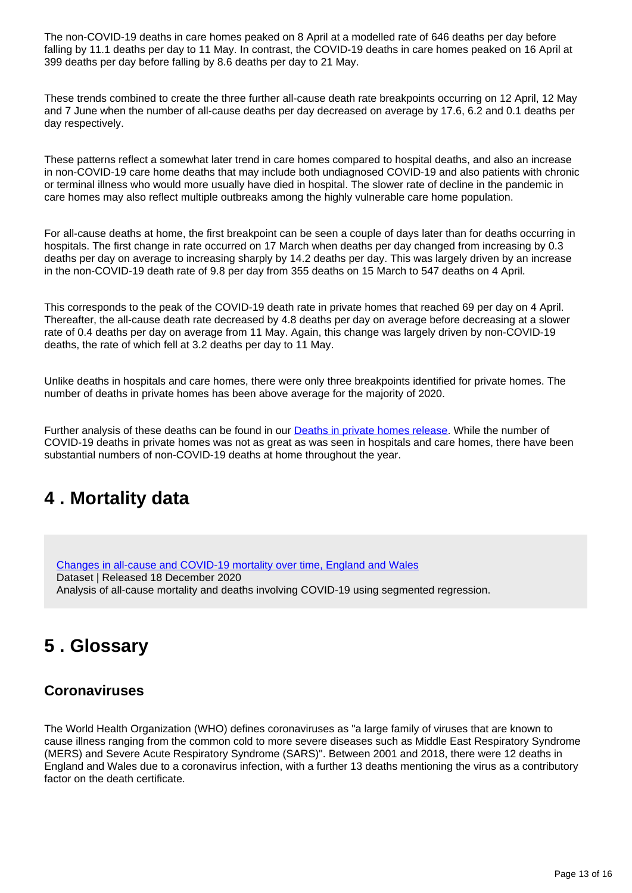The non-COVID-19 deaths in care homes peaked on 8 April at a modelled rate of 646 deaths per day before falling by 11.1 deaths per day to 11 May. In contrast, the COVID-19 deaths in care homes peaked on 16 April at 399 deaths per day before falling by 8.6 deaths per day to 21 May.

These trends combined to create the three further all-cause death rate breakpoints occurring on 12 April, 12 May and 7 June when the number of all-cause deaths per day decreased on average by 17.6, 6.2 and 0.1 deaths per day respectively.

These patterns reflect a somewhat later trend in care homes compared to hospital deaths, and also an increase in non-COVID-19 care home deaths that may include both undiagnosed COVID-19 and also patients with chronic or terminal illness who would more usually have died in hospital. The slower rate of decline in the pandemic in care homes may also reflect multiple outbreaks among the highly vulnerable care home population.

For all-cause deaths at home, the first breakpoint can be seen a couple of days later than for deaths occurring in hospitals. The first change in rate occurred on 17 March when deaths per day changed from increasing by 0.3 deaths per day on average to increasing sharply by 14.2 deaths per day. This was largely driven by an increase in the non-COVID-19 death rate of 9.8 per day from 355 deaths on 15 March to 547 deaths on 4 April.

This corresponds to the peak of the COVID-19 death rate in private homes that reached 69 per day on 4 April. Thereafter, the all-cause death rate decreased by 4.8 deaths per day on average before decreasing at a slower rate of 0.4 deaths per day on average from 11 May. Again, this change was largely driven by non-COVID-19 deaths, the rate of which fell at 3.2 deaths per day to 11 May.

Unlike deaths in hospitals and care homes, there were only three breakpoints identified for private homes. The number of deaths in private homes has been above average for the majority of 2020.

Further analysis of these deaths can be found in our [Deaths in private homes release](). While the number of COVID-19 deaths in private homes was not as great as was seen in hospitals and care homes, there have been substantial numbers of non-COVID-19 deaths at home throughout the year.

## 4 . Mortality data

[Changes in all-cause and COVID-19 mortality over time, England and Wales]()
Dataset | Released 18 December 2020
Analysis of all-cause mortality and deaths involving COVID-19 using segmented regression.

## 5 . Glossary

### Coronaviruses

The World Health Organization (WHO) defines coronaviruses as "a large family of viruses that are known to cause illness ranging from the common cold to more severe diseases such as Middle East Respiratory Syndrome (MERS) and Severe Acute Respiratory Syndrome (SARS)". Between 2001 and 2018, there were 12 deaths in England and Wales due to a coronavirus infection, with a further 13 deaths mentioning the virus as a contributory factor on the death certificate.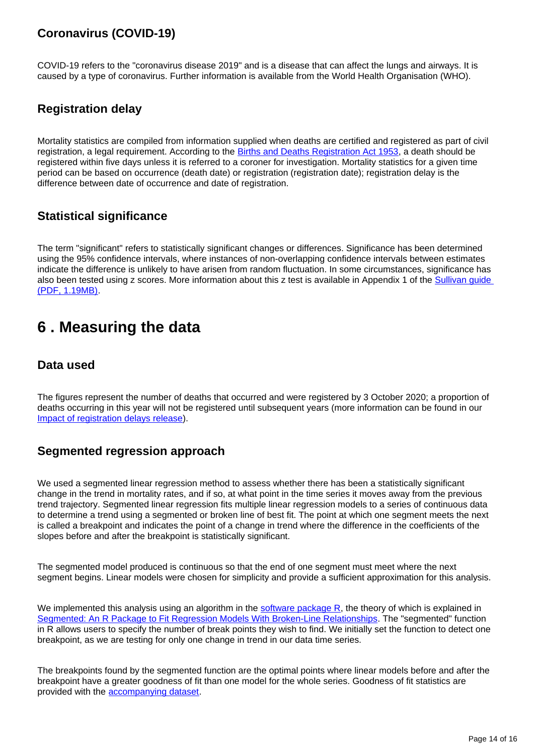### Coronavirus (COVID-19)

COVID-19 refers to the "coronavirus disease 2019" and is a disease that can affect the lungs and airways. It is caused by a type of coronavirus. Further information is available from the World Health Organisation (WHO).

### Registration delay

Mortality statistics are compiled from information supplied when deaths are certified and registered as part of civil registration, a legal requirement. According to the Births and Deaths Registration Act 1953, a death should be registered within five days unless it is referred to a coroner for investigation. Mortality statistics for a given time period can be based on occurrence (death date) or registration (registration date); registration delay is the difference between date of occurrence and date of registration.

### Statistical significance

The term "significant" refers to statistically significant changes or differences. Significance has been determined using the 95% confidence intervals, where instances of non-overlapping confidence intervals between estimates indicate the difference is unlikely to have arisen from random fluctuation. In some circumstances, significance has also been tested using z scores. More information about this z test is available in Appendix 1 of the Sullivan guide (PDF, 1.19MB).

## 6 . Measuring the data

### Data used

The figures represent the number of deaths that occurred and were registered by 3 October 2020; a proportion of deaths occurring in this year will not be registered until subsequent years (more information can be found in our Impact of registration delays release).

### Segmented regression approach

We used a segmented linear regression method to assess whether there has been a statistically significant change in the trend in mortality rates, and if so, at what point in the time series it moves away from the previous trend trajectory. Segmented linear regression fits multiple linear regression models to a series of continuous data to determine a trend using a segmented or broken line of best fit. The point at which one segment meets the next is called a breakpoint and indicates the point of a change in trend where the difference in the coefficients of the slopes before and after the breakpoint is statistically significant.

The segmented model produced is continuous so that the end of one segment must meet where the next segment begins. Linear models were chosen for simplicity and provide a sufficient approximation for this analysis.

We implemented this analysis using an algorithm in the software package R, the theory of which is explained in Segmented: An R Package to Fit Regression Models With Broken-Line Relationships. The "segmented" function in R allows users to specify the number of break points they wish to find. We initially set the function to detect one breakpoint, as we are testing for only one change in trend in our data time series.

The breakpoints found by the segmented function are the optimal points where linear models before and after the breakpoint have a greater goodness of fit than one model for the whole series. Goodness of fit statistics are provided with the accompanying dataset.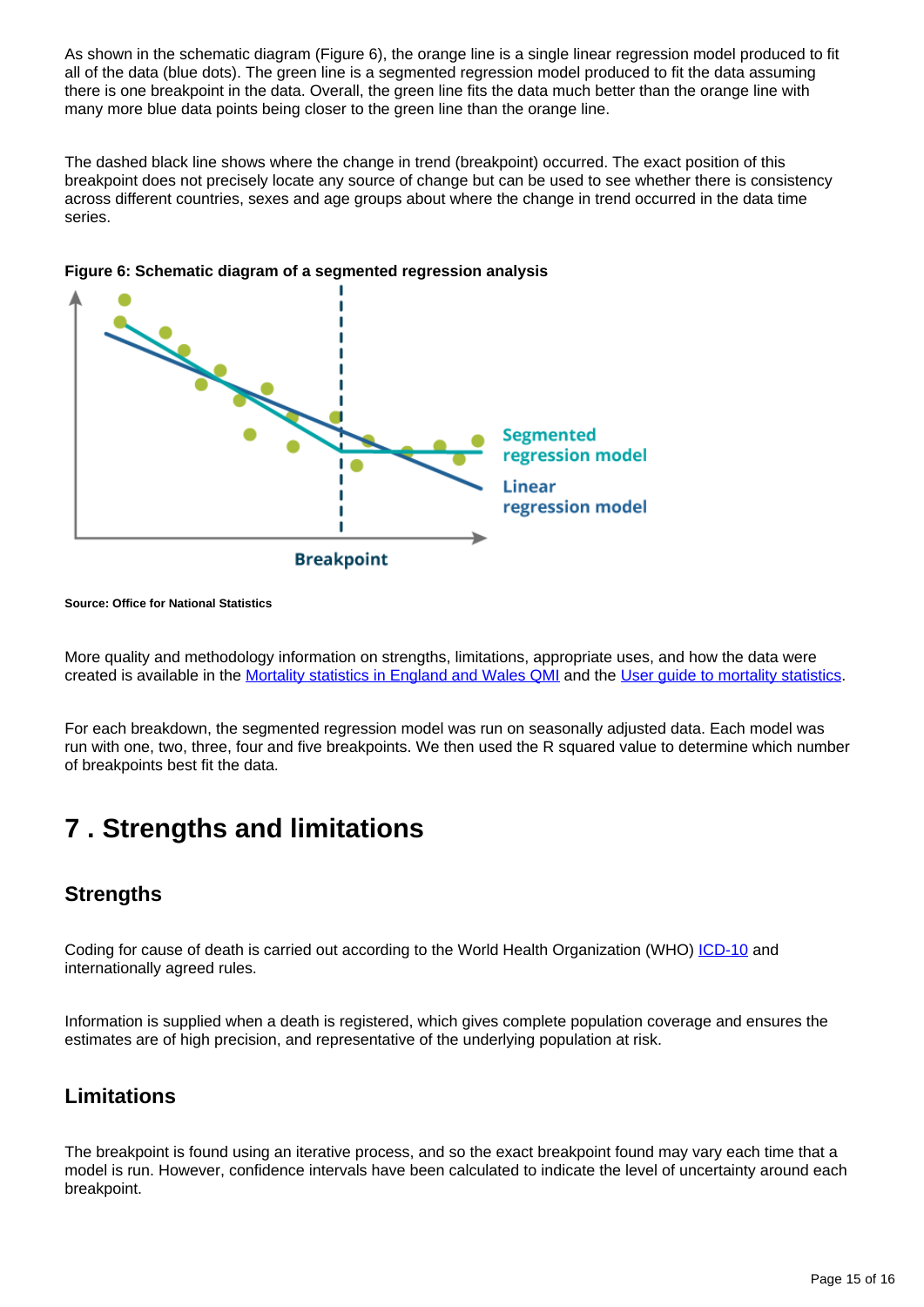As shown in the schematic diagram (Figure 6), the orange line is a single linear regression model produced to fit all of the data (blue dots). The green line is a segmented regression model produced to fit the data assuming there is one breakpoint in the data. Overall, the green line fits the data much better than the orange line with many more blue data points being closer to the green line than the orange line.

The dashed black line shows where the change in trend (breakpoint) occurred. The exact position of this breakpoint does not precisely locate any source of change but can be used to see whether there is consistency across different countries, sexes and age groups about where the change in trend occurred in the data time series.

**Figure 6: Schematic diagram of a segmented regression analysis**

**Source: Office for National Statistics**

More quality and methodology information on strengths, limitations, appropriate uses, and how the data were created is available in the [Mortality statistics in England and Wales QMI] and the [User guide to mortality statistics].

For each breakdown, the segmented regression model was run on seasonally adjusted data. Each model was run with one, two, three, four and five breakpoints. We then used the R squared value to determine which number of breakpoints best fit the data.

## 7 . Strengths and limitations

### Strengths

Coding for cause of death is carried out according to the World Health Organization (WHO) [ICD-10] and internationally agreed rules.

Information is supplied when a death is registered, which gives complete population coverage and ensures the estimates are of high precision, and representative of the underlying population at risk.

### Limitations

The breakpoint is found using an iterative process, and so the exact breakpoint found may vary each time that a model is run. However, confidence intervals have been calculated to indicate the level of uncertainty around each breakpoint.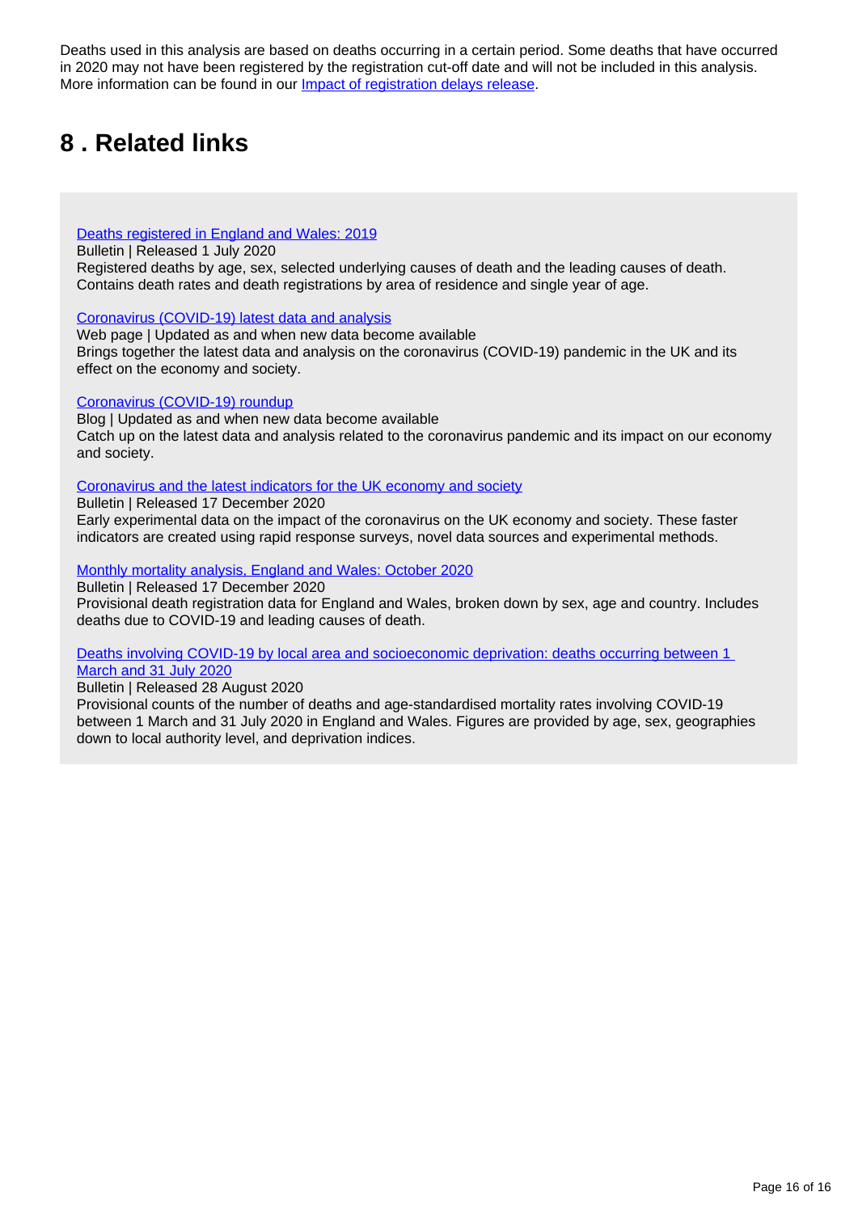Deaths used in this analysis are based on deaths occurring in a certain period. Some deaths that have occurred in 2020 may not have been registered by the registration cut-off date and will not be included in this analysis. More information can be found in our Impact of registration delays release.

## 8 . Related links

Deaths registered in England and Wales: 2019
Bulletin | Released 1 July 2020
Registered deaths by age, sex, selected underlying causes of death and the leading causes of death. Contains death rates and death registrations by area of residence and single year of age.

Coronavirus (COVID-19) latest data and analysis
Web page | Updated as and when new data become available
Brings together the latest data and analysis on the coronavirus (COVID-19) pandemic in the UK and its effect on the economy and society.

Coronavirus (COVID-19) roundup
Blog | Updated as and when new data become available
Catch up on the latest data and analysis related to the coronavirus pandemic and its impact on our economy and society.

Coronavirus and the latest indicators for the UK economy and society
Bulletin | Released 17 December 2020
Early experimental data on the impact of the coronavirus on the UK economy and society. These faster indicators are created using rapid response surveys, novel data sources and experimental methods.

Monthly mortality analysis, England and Wales: October 2020
Bulletin | Released 17 December 2020
Provisional death registration data for England and Wales, broken down by sex, age and country. Includes deaths due to COVID-19 and leading causes of death.

Deaths involving COVID-19 by local area and socioeconomic deprivation: deaths occurring between 1 March and 31 July 2020
Bulletin | Released 28 August 2020
Provisional counts of the number of deaths and age-standardised mortality rates involving COVID-19 between 1 March and 31 July 2020 in England and Wales. Figures are provided by age, sex, geographies down to local authority level, and deprivation indices.